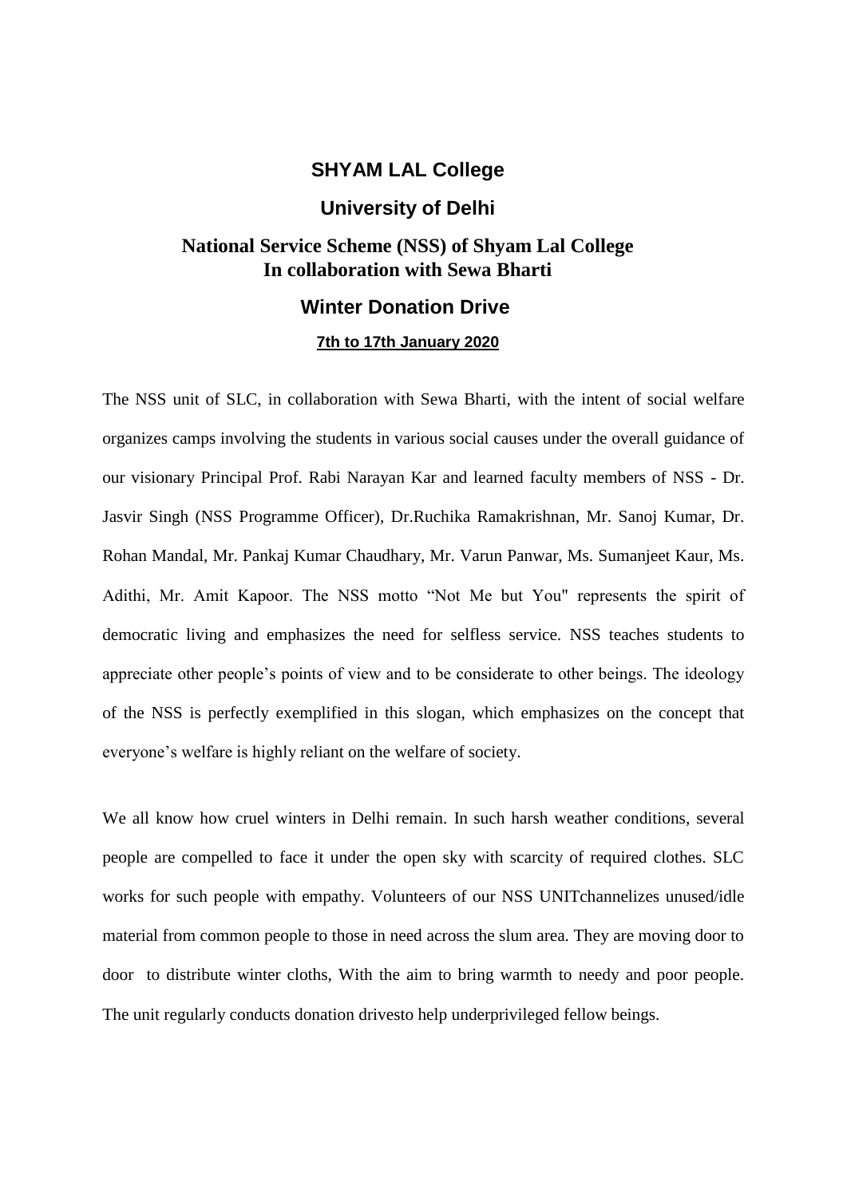# SHYAM LAL College

## University of Delhi

## National Service Scheme (NSS) of Shyam Lal College In collaboration with Sewa Bharti

## Winter Donation Drive

**7th to 17th January 2020**

The NSS unit of SLC, in collaboration with Sewa Bharti, with the intent of social welfare organizes camps involving the students in various social causes under the overall guidance of our visionary Principal Prof. Rabi Narayan Kar and learned faculty members of NSS - Dr. Jasvir Singh (NSS Programme Officer), Dr.Ruchika Ramakrishnan, Mr. Sanoj Kumar, Dr. Rohan Mandal, Mr. Pankaj Kumar Chaudhary, Mr. Varun Panwar, Ms. Sumanjeet Kaur, Ms. Adithi, Mr. Amit Kapoor. The NSS motto "Not Me but You" represents the spirit of democratic living and emphasizes the need for selfless service. NSS teaches students to appreciate other people's points of view and to be considerate to other beings. The ideology of the NSS is perfectly exemplified in this slogan, which emphasizes on the concept that everyone's welfare is highly reliant on the welfare of society.

We all know how cruel winters in Delhi remain. In such harsh weather conditions, several people are compelled to face it under the open sky with scarcity of required clothes. SLC works for such people with empathy. Volunteers of our NSS UNITchannelizes unused/idle material from common people to those in need across the slum area. They are moving door to door to distribute winter cloths, With the aim to bring warmth to needy and poor people. The unit regularly conducts donation drivesto help underprivileged fellow beings.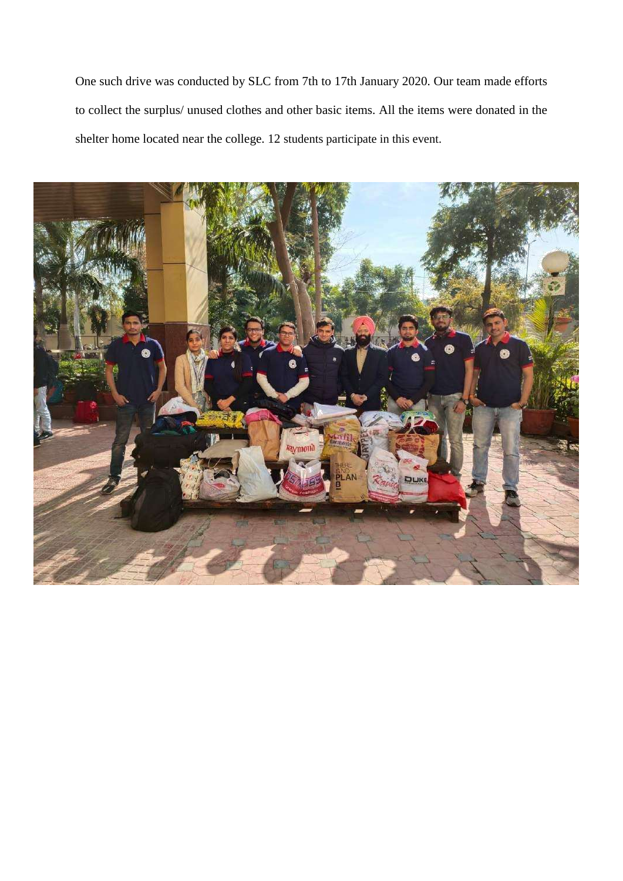One such drive was conducted by SLC from 7th to 17th January 2020. Our team made efforts to collect the surplus/ unused clothes and other basic items. All the items were donated in the shelter home located near the college. 12 students participate in this event.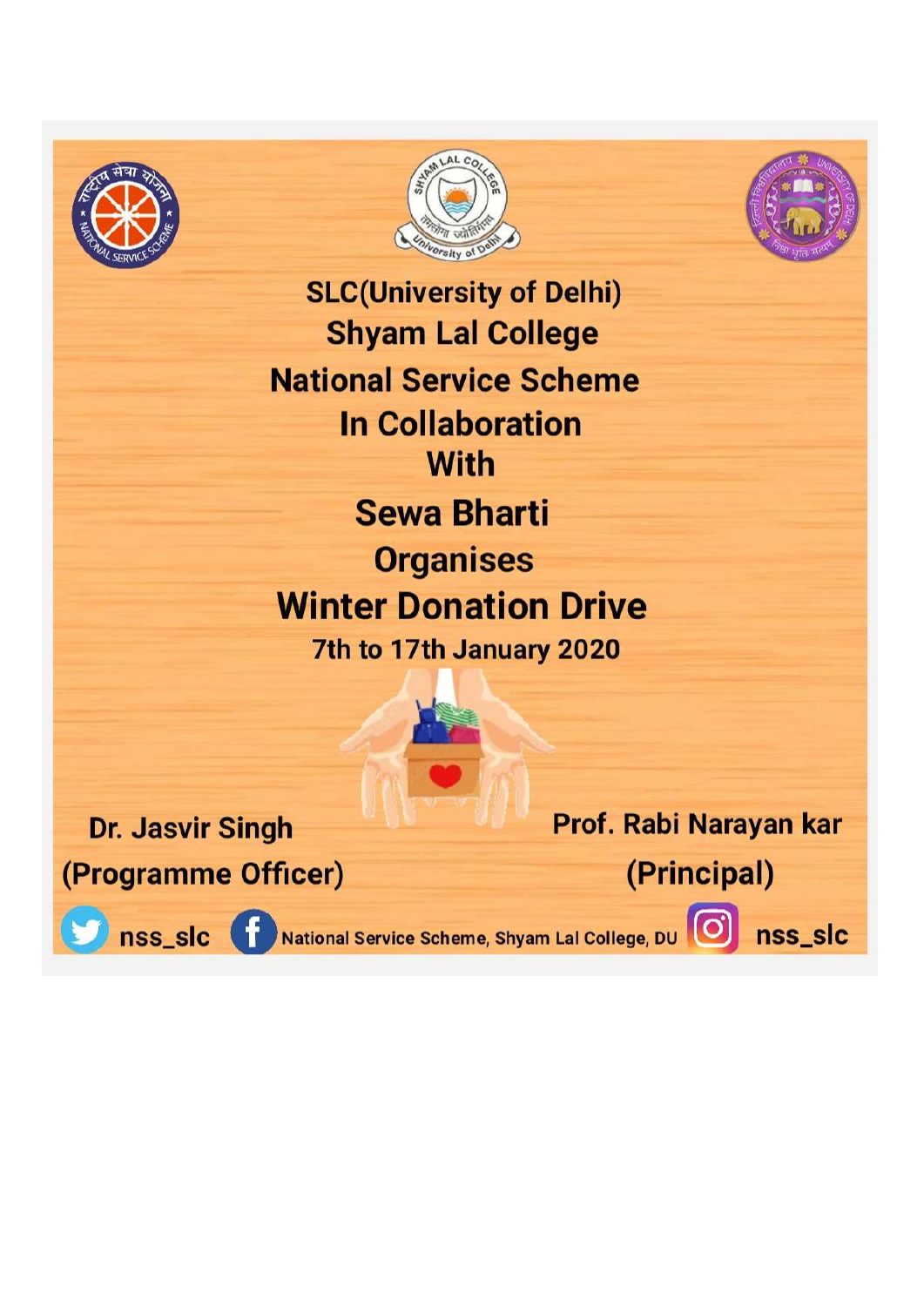SLC(University of Delhi)

Shyam Lal College

National Service Scheme

In Collaboration

With

Sewa Bharti

Organises

# Winter Donation Drive

7th to 17th January 2020

Dr. Jasvir Singh
(Programme Officer)

Prof. Rabi Narayan kar
(Principal)

nss_slc National Service Scheme, Shyam Lal College, DU nss_slc